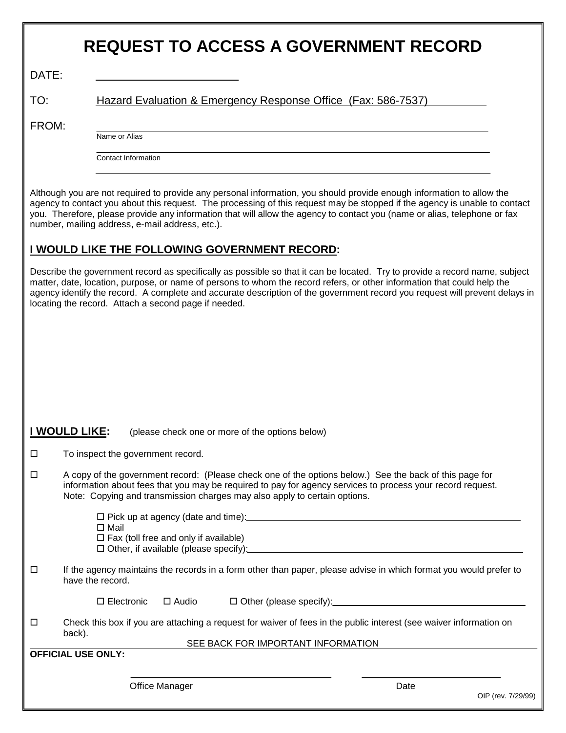# REQUEST TO ACCESS A GOVERNMENT RECORD

DATE: ______________________

TO: Hazard Evaluation & Emergency Response Office (Fax: 586-7537)

FROM: ______________________
Name or Alias

______________________
Contact Information

______________________

Although you are not required to provide any personal information, you should provide enough information to allow the agency to contact you about this request. The processing of this request may be stopped if the agency is unable to contact you. Therefore, please provide any information that will allow the agency to contact you (name or alias, telephone or fax number, mailing address, e-mail address, etc.).

## I WOULD LIKE THE FOLLOWING GOVERNMENT RECORD:

Describe the government record as specifically as possible so that it can be located. Try to provide a record name, subject matter, date, location, purpose, or name of persons to whom the record refers, or other information that could help the agency identify the record. A complete and accurate description of the government record you request will prevent delays in locating the record. Attach a second page if needed.

## I WOULD LIKE: (please check one or more of the options below)

- ☐ To inspect the government record.
- ☐ A copy of the government record: (Please check one of the options below.) See the back of this page for information about fees that you may be required to pay for agency services to process your record request. Note: Copying and transmission charges may also apply to certain options.
  - ☐ Pick up at agency (date and time): ______________________
  - ☐ Mail
  - ☐ Fax (toll free and only if available)
  - ☐ Other, if available (please specify): ______________________
- ☐ If the agency maintains the records in a form other than paper, please advise in which format you would prefer to have the record.
  - ☐ Electronic ☐ Audio ☐ Other (please specify): ______________________
- ☐ Check this box if you are attaching a request for waiver of fees in the public interest (see waiver information on back).

SEE BACK FOR IMPORTANT INFORMATION

**OFFICIAL USE ONLY:**

______________________ Office Manager ______________________ Date

OIP (rev. 7/29/99)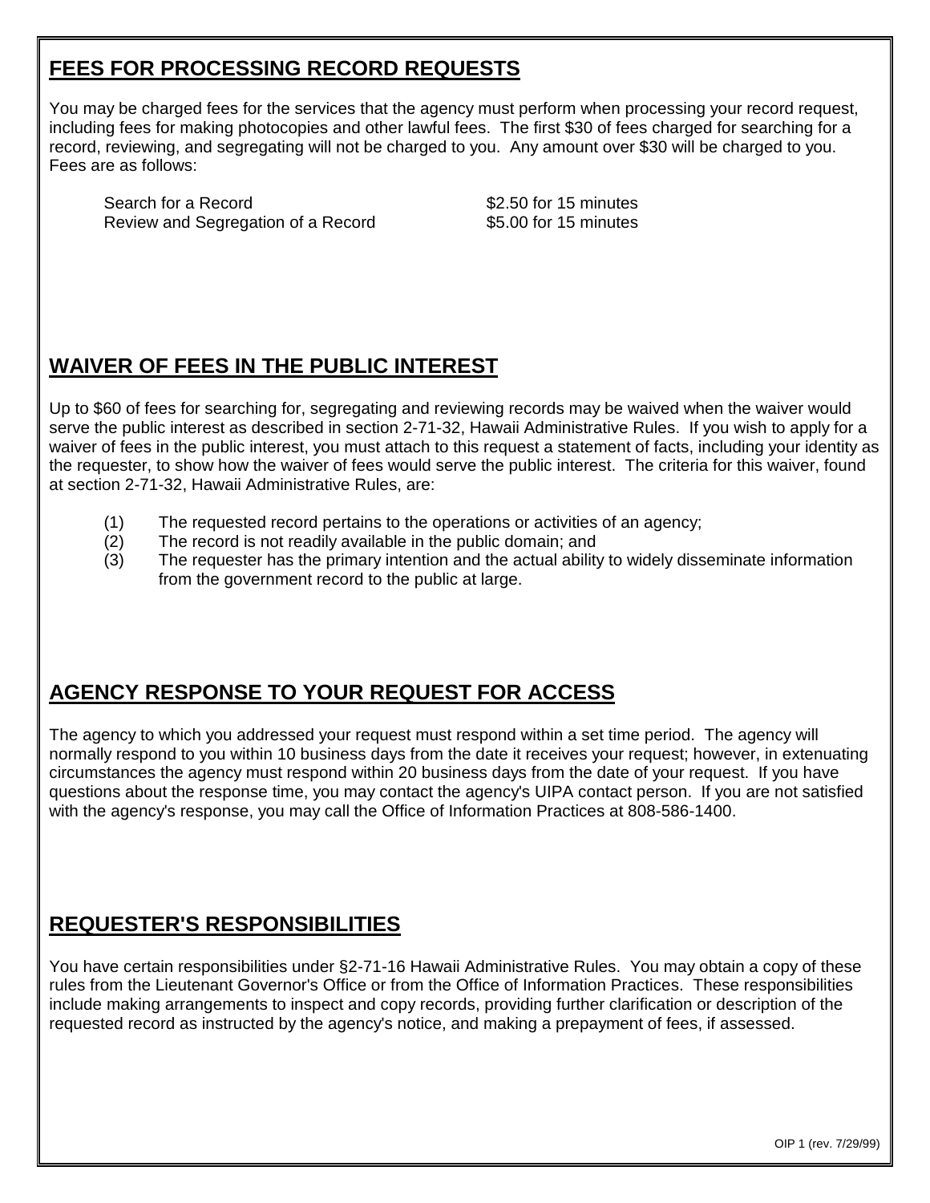## FEES FOR PROCESSING RECORD REQUESTS

You may be charged fees for the services that the agency must perform when processing your record request, including fees for making photocopies and other lawful fees. The first $30 of fees charged for searching for a record, reviewing, and segregating will not be charged to you. Any amount over $30 will be charged to you. Fees are as follows:

| | |
|---|---|
| Search for a Record | $2.50 for 15 minutes |
| Review and Segregation of a Record | $5.00 for 15 minutes |

## WAIVER OF FEES IN THE PUBLIC INTEREST

Up to $60 of fees for searching for, segregating and reviewing records may be waived when the waiver would serve the public interest as described in section 2-71-32, Hawaii Administrative Rules. If you wish to apply for a waiver of fees in the public interest, you must attach to this request a statement of facts, including your identity as the requester, to show how the waiver of fees would serve the public interest. The criteria for this waiver, found at section 2-71-32, Hawaii Administrative Rules, are:

(1) The requested record pertains to the operations or activities of an agency;
(2) The record is not readily available in the public domain; and
(3) The requester has the primary intention and the actual ability to widely disseminate information from the government record to the public at large.

## AGENCY RESPONSE TO YOUR REQUEST FOR ACCESS

The agency to which you addressed your request must respond within a set time period. The agency will normally respond to you within 10 business days from the date it receives your request; however, in extenuating circumstances the agency must respond within 20 business days from the date of your request. If you have questions about the response time, you may contact the agency's UIPA contact person. If you are not satisfied with the agency's response, you may call the Office of Information Practices at 808-586-1400.

## REQUESTER'S RESPONSIBILITIES

You have certain responsibilities under §2-71-16 Hawaii Administrative Rules. You may obtain a copy of these rules from the Lieutenant Governor's Office or from the Office of Information Practices. These responsibilities include making arrangements to inspect and copy records, providing further clarification or description of the requested record as instructed by the agency's notice, and making a prepayment of fees, if assessed.

OIP 1 (rev. 7/29/99)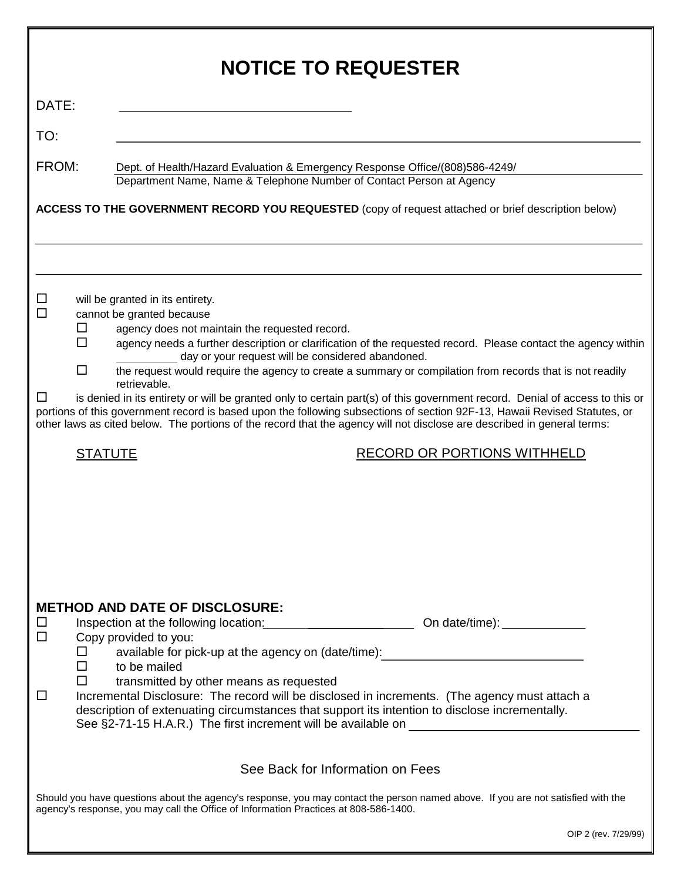# NOTICE TO REQUESTER

DATE: ______________________________

TO: ______________________________________________________________

FROM: Dept. of Health/Hazard Evaluation & Emergency Response Office/(808)586-4249/
Department Name, Name & Telephone Number of Contact Person at Agency

**ACCESS TO THE GOVERNMENT RECORD YOU REQUESTED** (copy of request attached or brief description below)

______________________________________________________________

______________________________________________________________

- ☐ will be granted in its entirety.
- ☐ cannot be granted because
  - ☐ agency does not maintain the requested record.
  - ☐ agency needs a further description or clarification of the requested record. Please contact the agency within __________ day or your request will be considered abandoned.
  - ☐ the request would require the agency to create a summary or compilation from records that is not readily retrievable.
- ☐ is denied in its entirety or will be granted only to certain part(s) of this government record. Denial of access to this or portions of this government record is based upon the following subsections of section 92F-13, Hawaii Revised Statutes, or other laws as cited below. The portions of the record that the agency will not disclose are described in general terms:

| STATUTE | RECORD OR PORTIONS WITHHELD |
| --- | --- |
| | |

**METHOD AND DATE OF DISCLOSURE:**

- ☐ Inspection at the following location:________________________ On date/time): ____________
- ☐ Copy provided to you:
  - ☐ available for pick-up at the agency on (date/time):______________________________
  - ☐ to be mailed
  - ☐ transmitted by other means as requested
- ☐ Incremental Disclosure: The record will be disclosed in increments. (The agency must attach a description of extenuating circumstances that support its intention to disclose incrementally. See §2-71-15 H.A.R.) The first increment will be available on ______________________________

See Back for Information on Fees

Should you have questions about the agency's response, you may contact the person named above. If you are not satisfied with the agency's response, you may call the Office of Information Practices at 808-586-1400.

OIP 2 (rev. 7/29/99)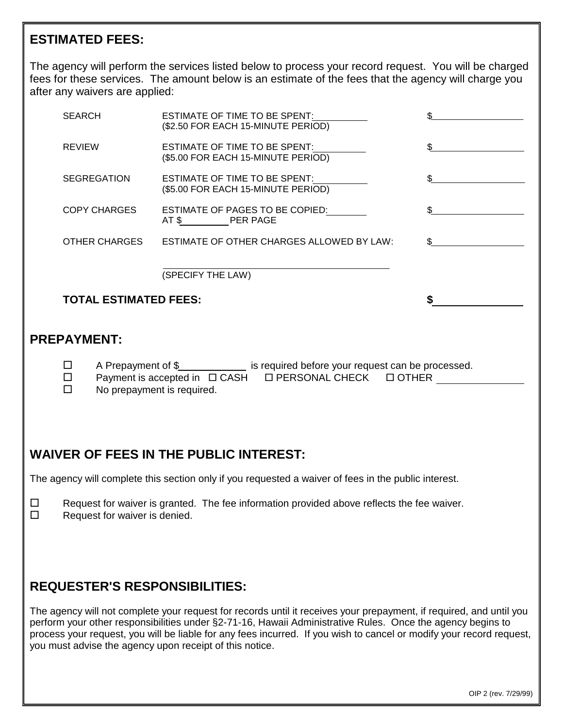## ESTIMATED FEES:

The agency will perform the services listed below to process your record request. You will be charged fees for these services. The amount below is an estimate of the fees that the agency will charge you after any waivers are applied:

| | | |
|---|---|---|
| SEARCH | ESTIMATE OF TIME TO BE SPENT: ______ ($2.50 FOR EACH 15-MINUTE PERIOD) | $______ |
| REVIEW | ESTIMATE OF TIME TO BE SPENT: ______ ($5.00 FOR EACH 15-MINUTE PERIOD) | $______ |
| SEGREGATION | ESTIMATE OF TIME TO BE SPENT: ______ ($5.00 FOR EACH 15-MINUTE PERIOD) | $______ |
| COPY CHARGES | ESTIMATE OF PAGES TO BE COPIED: ______ AT $______ PER PAGE | $______ |
| OTHER CHARGES | ESTIMATE OF OTHER CHARGES ALLOWED BY LAW: ______ (SPECIFY THE LAW) | $______ |
| **TOTAL ESTIMATED FEES:** | | **$______** |

## PREPAYMENT:

- ☐ A Prepayment of $______ is required before your request can be processed.
- ☐ Payment is accepted in ☐ CASH ☐ PERSONAL CHECK ☐ OTHER ______
- ☐ No prepayment is required.

## WAIVER OF FEES IN THE PUBLIC INTEREST:

The agency will complete this section only if you requested a waiver of fees in the public interest.

- ☐ Request for waiver is granted. The fee information provided above reflects the fee waiver.
- ☐ Request for waiver is denied.

## REQUESTER'S RESPONSIBILITIES:

The agency will not complete your request for records until it receives your prepayment, if required, and until you perform your other responsibilities under §2-71-16, Hawaii Administrative Rules. Once the agency begins to process your request, you will be liable for any fees incurred. If you wish to cancel or modify your record request, you must advise the agency upon receipt of this notice.

OIP 2 (rev. 7/29/99)